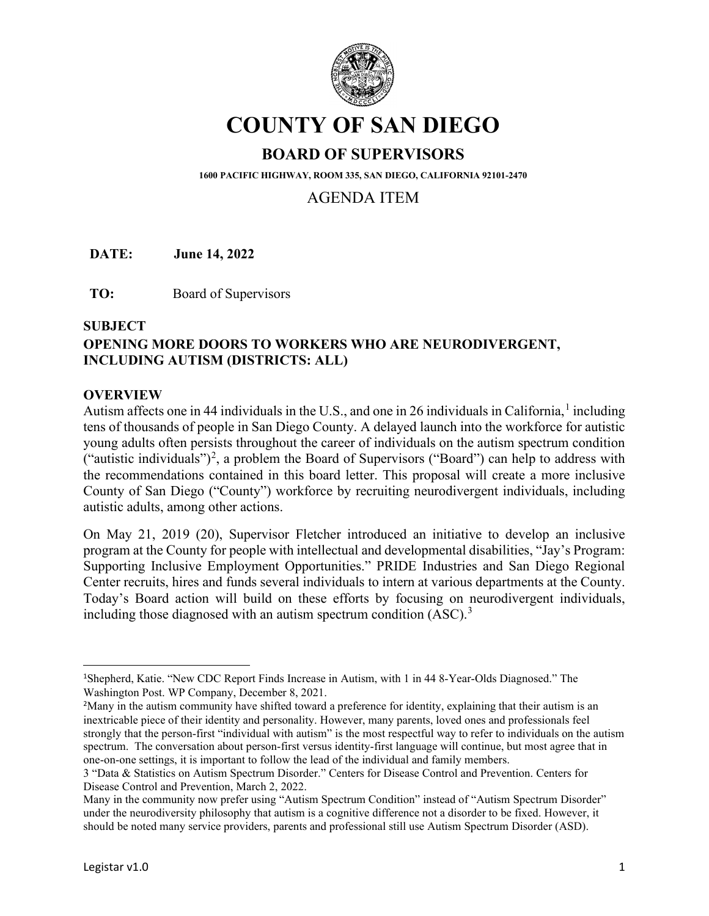# COUNTY OF SAN DIEGO

## BOARD OF SUPERVISORS

**1600 PACIFIC HIGHWAY, ROOM 335, SAN DIEGO, CALIFORNIA 92101-2470**

AGENDA ITEM

**DATE:** **June 14, 2022**

**TO:** Board of Supervisors

**SUBJECT**

**OPENING MORE DOORS TO WORKERS WHO ARE NEURODIVERGENT, INCLUDING AUTISM (DISTRICTS: ALL)**

**OVERVIEW**

Autism affects one in 44 individuals in the U.S., and one in 26 individuals in California,[1] including tens of thousands of people in San Diego County. A delayed launch into the workforce for autistic young adults often persists throughout the career of individuals on the autism spectrum condition ("autistic individuals")[2], a problem the Board of Supervisors ("Board") can help to address with the recommendations contained in this board letter. This proposal will create a more inclusive County of San Diego ("County") workforce by recruiting neurodivergent individuals, including autistic adults, among other actions.

On May 21, 2019 (20), Supervisor Fletcher introduced an initiative to develop an inclusive program at the County for people with intellectual and developmental disabilities, "Jay's Program: Supporting Inclusive Employment Opportunities." PRIDE Industries and San Diego Regional Center recruits, hires and funds several individuals to intern at various departments at the County. Today's Board action will build on these efforts by focusing on neurodivergent individuals, including those diagnosed with an autism spectrum condition (ASC).[3]

---

[1]Shepherd, Katie. "New CDC Report Finds Increase in Autism, with 1 in 44 8-Year-Olds Diagnosed." The Washington Post. WP Company, December 8, 2021.

[2]Many in the autism community have shifted toward a preference for identity, explaining that their autism is an inextricable piece of their identity and personality. However, many parents, loved ones and professionals feel strongly that the person-first "individual with autism" is the most respectful way to refer to individuals on the autism spectrum. The conversation about person-first versus identity-first language will continue, but most agree that in one-on-one settings, it is important to follow the lead of the individual and family members.

3 "Data & Statistics on Autism Spectrum Disorder." Centers for Disease Control and Prevention. Centers for Disease Control and Prevention, March 2, 2022.

Many in the community now prefer using "Autism Spectrum Condition" instead of "Autism Spectrum Disorder" under the neurodiversity philosophy that autism is a cognitive difference not a disorder to be fixed. However, it should be noted many service providers, parents and professional still use Autism Spectrum Disorder (ASD).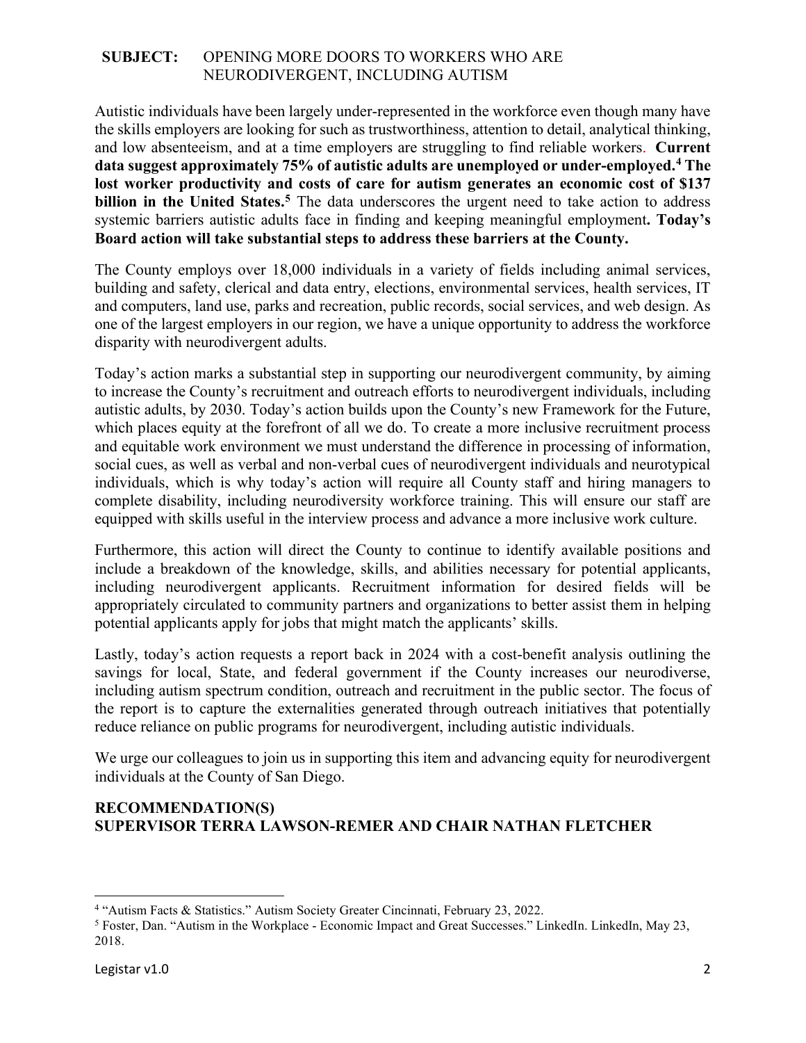**SUBJECT:** OPENING MORE DOORS TO WORKERS WHO ARE NEURODIVERGENT, INCLUDING AUTISM

Autistic individuals have been largely under-represented in the workforce even though many have the skills employers are looking for such as trustworthiness, attention to detail, analytical thinking, and low absenteeism, and at a time employers are struggling to find reliable workers. **Current data suggest approximately 75% of autistic adults are unemployed or under-employed.[4] The lost worker productivity and costs of care for autism generates an economic cost of $137 billion in the United States.[5]** The data underscores the urgent need to take action to address systemic barriers autistic adults face in finding and keeping meaningful employment**. Today's Board action will take substantial steps to address these barriers at the County.**

The County employs over 18,000 individuals in a variety of fields including animal services, building and safety, clerical and data entry, elections, environmental services, health services, IT and computers, land use, parks and recreation, public records, social services, and web design. As one of the largest employers in our region, we have a unique opportunity to address the workforce disparity with neurodivergent adults.

Today's action marks a substantial step in supporting our neurodivergent community, by aiming to increase the County's recruitment and outreach efforts to neurodivergent individuals, including autistic adults, by 2030. Today's action builds upon the County's new Framework for the Future, which places equity at the forefront of all we do. To create a more inclusive recruitment process and equitable work environment we must understand the difference in processing of information, social cues, as well as verbal and non-verbal cues of neurodivergent individuals and neurotypical individuals, which is why today's action will require all County staff and hiring managers to complete disability, including neurodiversity workforce training. This will ensure our staff are equipped with skills useful in the interview process and advance a more inclusive work culture.

Furthermore, this action will direct the County to continue to identify available positions and include a breakdown of the knowledge, skills, and abilities necessary for potential applicants, including neurodivergent applicants. Recruitment information for desired fields will be appropriately circulated to community partners and organizations to better assist them in helping potential applicants apply for jobs that might match the applicants' skills.

Lastly, today's action requests a report back in 2024 with a cost-benefit analysis outlining the savings for local, State, and federal government if the County increases our neurodiverse, including autism spectrum condition, outreach and recruitment in the public sector. The focus of the report is to capture the externalities generated through outreach initiatives that potentially reduce reliance on public programs for neurodivergent, including autistic individuals.

We urge our colleagues to join us in supporting this item and advancing equity for neurodivergent individuals at the County of San Diego.

**RECOMMENDATION(S)**
**SUPERVISOR TERRA LAWSON-REMER AND CHAIR NATHAN FLETCHER**

---

[4] "Autism Facts & Statistics." Autism Society Greater Cincinnati, February 23, 2022.

[5] Foster, Dan. "Autism in the Workplace - Economic Impact and Great Successes." LinkedIn. LinkedIn, May 23, 2018.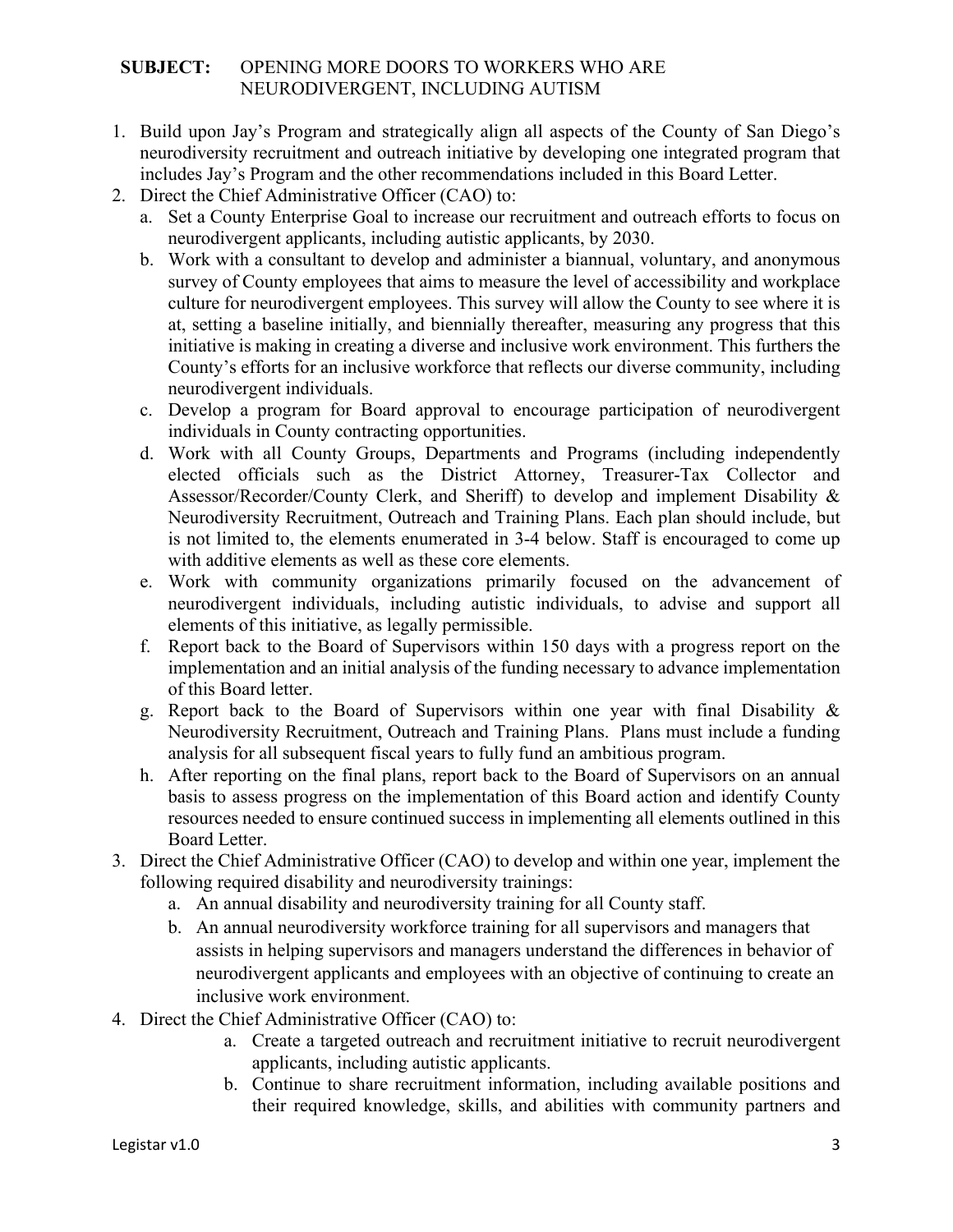**SUBJECT:** OPENING MORE DOORS TO WORKERS WHO ARE NEURODIVERGENT, INCLUDING AUTISM

1. Build upon Jay's Program and strategically align all aspects of the County of San Diego's neurodiversity recruitment and outreach initiative by developing one integrated program that includes Jay's Program and the other recommendations included in this Board Letter.
2. Direct the Chief Administrative Officer (CAO) to:
    a. Set a County Enterprise Goal to increase our recruitment and outreach efforts to focus on neurodivergent applicants, including autistic applicants, by 2030.
    b. Work with a consultant to develop and administer a biannual, voluntary, and anonymous survey of County employees that aims to measure the level of accessibility and workplace culture for neurodivergent employees. This survey will allow the County to see where it is at, setting a baseline initially, and biennially thereafter, measuring any progress that this initiative is making in creating a diverse and inclusive work environment. This furthers the County's efforts for an inclusive workforce that reflects our diverse community, including neurodivergent individuals.
    c. Develop a program for Board approval to encourage participation of neurodivergent individuals in County contracting opportunities.
    d. Work with all County Groups, Departments and Programs (including independently elected officials such as the District Attorney, Treasurer-Tax Collector and Assessor/Recorder/County Clerk, and Sheriff) to develop and implement Disability & Neurodiversity Recruitment, Outreach and Training Plans. Each plan should include, but is not limited to, the elements enumerated in 3-4 below. Staff is encouraged to come up with additive elements as well as these core elements.
    e. Work with community organizations primarily focused on the advancement of neurodivergent individuals, including autistic individuals, to advise and support all elements of this initiative, as legally permissible.
    f. Report back to the Board of Supervisors within 150 days with a progress report on the implementation and an initial analysis of the funding necessary to advance implementation of this Board letter.
    g. Report back to the Board of Supervisors within one year with final Disability & Neurodiversity Recruitment, Outreach and Training Plans. Plans must include a funding analysis for all subsequent fiscal years to fully fund an ambitious program.
    h. After reporting on the final plans, report back to the Board of Supervisors on an annual basis to assess progress on the implementation of this Board action and identify County resources needed to ensure continued success in implementing all elements outlined in this Board Letter.
3. Direct the Chief Administrative Officer (CAO) to develop and within one year, implement the following required disability and neurodiversity trainings:
    a. An annual disability and neurodiversity training for all County staff.
    b. An annual neurodiversity workforce training for all supervisors and managers that assists in helping supervisors and managers understand the differences in behavior of neurodivergent applicants and employees with an objective of continuing to create an inclusive work environment.
4. Direct the Chief Administrative Officer (CAO) to:
    a. Create a targeted outreach and recruitment initiative to recruit neurodivergent applicants, including autistic applicants.
    b. Continue to share recruitment information, including available positions and their required knowledge, skills, and abilities with community partners and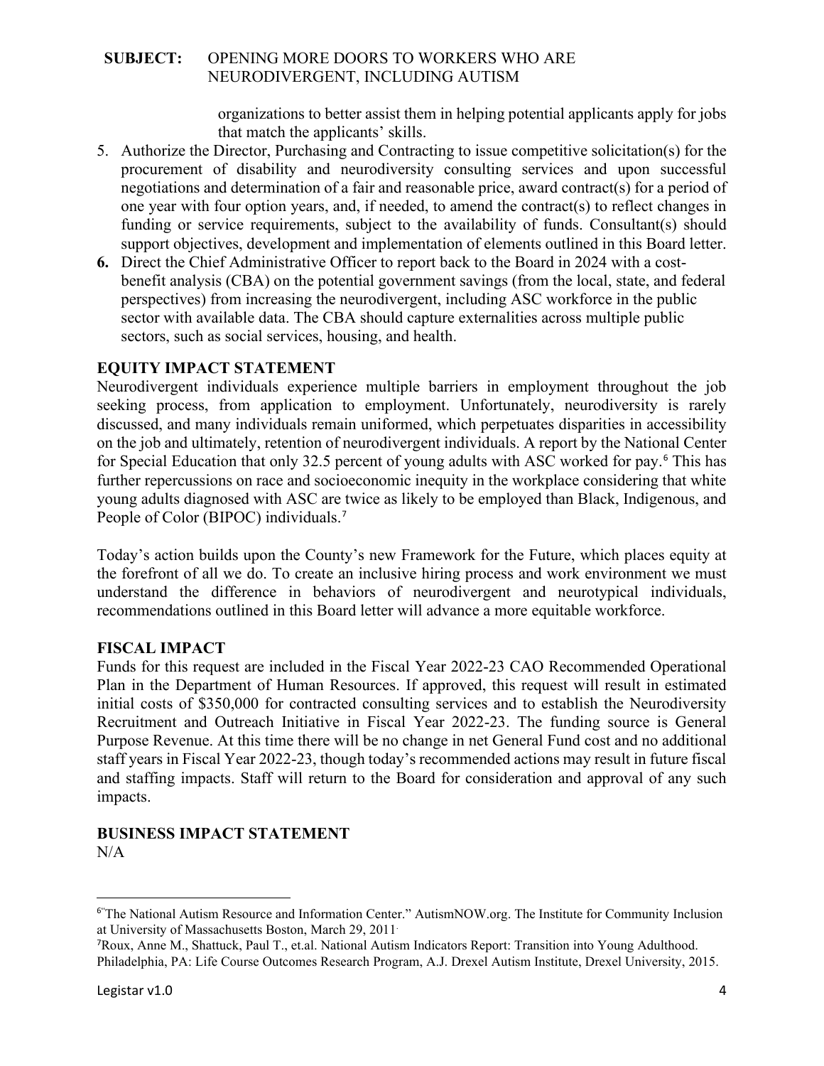organizations to better assist them in helping potential applicants apply for jobs that match the applicants' skills.

5. Authorize the Director, Purchasing and Contracting to issue competitive solicitation(s) for the procurement of disability and neurodiversity consulting services and upon successful negotiations and determination of a fair and reasonable price, award contract(s) for a period of one year with four option years, and, if needed, to amend the contract(s) to reflect changes in funding or service requirements, subject to the availability of funds. Consultant(s) should support objectives, development and implementation of elements outlined in this Board letter.
6. Direct the Chief Administrative Officer to report back to the Board in 2024 with a cost-benefit analysis (CBA) on the potential government savings (from the local, state, and federal perspectives) from increasing the neurodivergent, including ASC workforce in the public sector with available data. The CBA should capture externalities across multiple public sectors, such as social services, housing, and health.

## EQUITY IMPACT STATEMENT

Neurodivergent individuals experience multiple barriers in employment throughout the job seeking process, from application to employment. Unfortunately, neurodiversity is rarely discussed, and many individuals remain uniformed, which perpetuates disparities in accessibility on the job and ultimately, retention of neurodivergent individuals. A report by the National Center for Special Education that only 32.5 percent of young adults with ASC worked for pay.[6] This has further repercussions on race and socioeconomic inequity in the workplace considering that white young adults diagnosed with ASC are twice as likely to be employed than Black, Indigenous, and People of Color (BIPOC) individuals.[7]

Today's action builds upon the County's new Framework for the Future, which places equity at the forefront of all we do. To create an inclusive hiring process and work environment we must understand the difference in behaviors of neurodivergent and neurotypical individuals, recommendations outlined in this Board letter will advance a more equitable workforce.

## FISCAL IMPACT

Funds for this request are included in the Fiscal Year 2022-23 CAO Recommended Operational Plan in the Department of Human Resources. If approved, this request will result in estimated initial costs of $350,000 for contracted consulting services and to establish the Neurodiversity Recruitment and Outreach Initiative in Fiscal Year 2022-23. The funding source is General Purpose Revenue. At this time there will be no change in net General Fund cost and no additional staff years in Fiscal Year 2022-23, though today's recommended actions may result in future fiscal and staffing impacts. Staff will return to the Board for consideration and approval of any such impacts.

## BUSINESS IMPACT STATEMENT

N/A

---

[6] "The National Autism Resource and Information Center." AutismNOW.org. The Institute for Community Inclusion at University of Massachusetts Boston, March 29, 2011.

[7] Roux, Anne M., Shattuck, Paul T., et.al. National Autism Indicators Report: Transition into Young Adulthood. Philadelphia, PA: Life Course Outcomes Research Program, A.J. Drexel Autism Institute, Drexel University, 2015.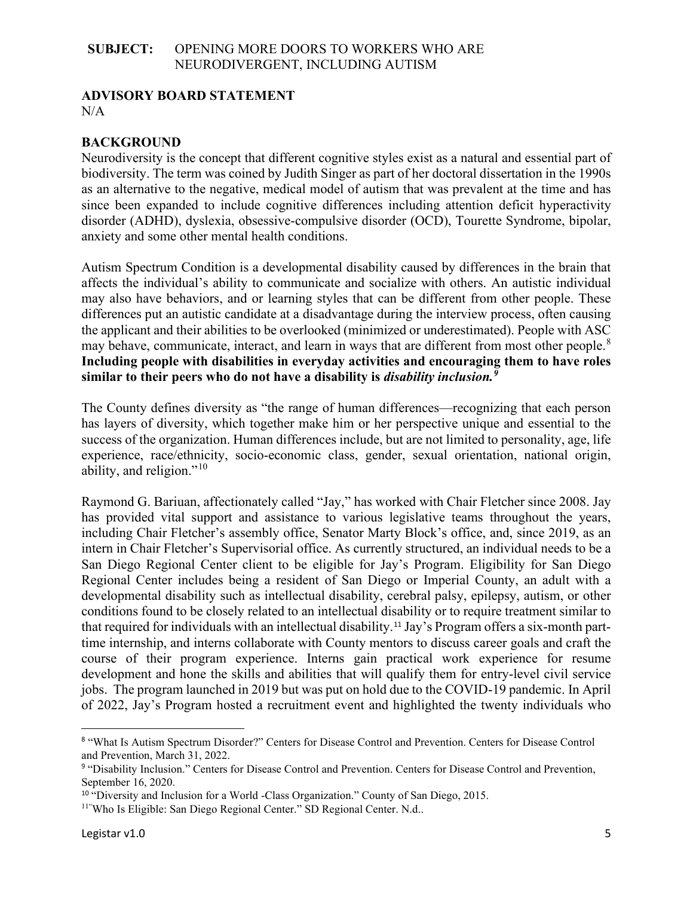**SUBJECT:** OPENING MORE DOORS TO WORKERS WHO ARE NEURODIVERGENT, INCLUDING AUTISM

## ADVISORY BOARD STATEMENT

N/A

## BACKGROUND

Neurodiversity is the concept that different cognitive styles exist as a natural and essential part of biodiversity. The term was coined by Judith Singer as part of her doctoral dissertation in the 1990s as an alternative to the negative, medical model of autism that was prevalent at the time and has since been expanded to include cognitive differences including attention deficit hyperactivity disorder (ADHD), dyslexia, obsessive-compulsive disorder (OCD), Tourette Syndrome, bipolar, anxiety and some other mental health conditions.

Autism Spectrum Condition is a developmental disability caused by differences in the brain that affects the individual's ability to communicate and socialize with others. An autistic individual may also have behaviors, and or learning styles that can be different from other people. These differences put an autistic candidate at a disadvantage during the interview process, often causing the applicant and their abilities to be overlooked (minimized or underestimated). People with ASC may behave, communicate, interact, and learn in ways that are different from most other people.[8] **Including people with disabilities in everyday activities and encouraging them to have roles similar to their peers who do not have a disability is *disability inclusion.*[9]**

The County defines diversity as "the range of human differences—recognizing that each person has layers of diversity, which together make him or her perspective unique and essential to the success of the organization. Human differences include, but are not limited to personality, age, life experience, race/ethnicity, socio-economic class, gender, sexual orientation, national origin, ability, and religion."[10]

Raymond G. Bariuan, affectionately called "Jay," has worked with Chair Fletcher since 2008. Jay has provided vital support and assistance to various legislative teams throughout the years, including Chair Fletcher's assembly office, Senator Marty Block's office, and, since 2019, as an intern in Chair Fletcher's Supervisorial office. As currently structured, an individual needs to be a San Diego Regional Center client to be eligible for Jay's Program. Eligibility for San Diego Regional Center includes being a resident of San Diego or Imperial County, an adult with a developmental disability such as intellectual disability, cerebral palsy, epilepsy, autism, or other conditions found to be closely related to an intellectual disability or to require treatment similar to that required for individuals with an intellectual disability.[11] Jay's Program offers a six-month part-time internship, and interns collaborate with County mentors to discuss career goals and craft the course of their program experience. Interns gain practical work experience for resume development and hone the skills and abilities that will qualify them for entry-level civil service jobs. The program launched in 2019 but was put on hold due to the COVID-19 pandemic. In April of 2022, Jay's Program hosted a recruitment event and highlighted the twenty individuals who

---

[8] "What Is Autism Spectrum Disorder?" Centers for Disease Control and Prevention. Centers for Disease Control and Prevention, March 31, 2022.

[9] "Disability Inclusion." Centers for Disease Control and Prevention. Centers for Disease Control and Prevention, September 16, 2020.

[10] "Diversity and Inclusion for a World -Class Organization." County of San Diego, 2015.

[11] "Who Is Eligible: San Diego Regional Center." SD Regional Center. N.d..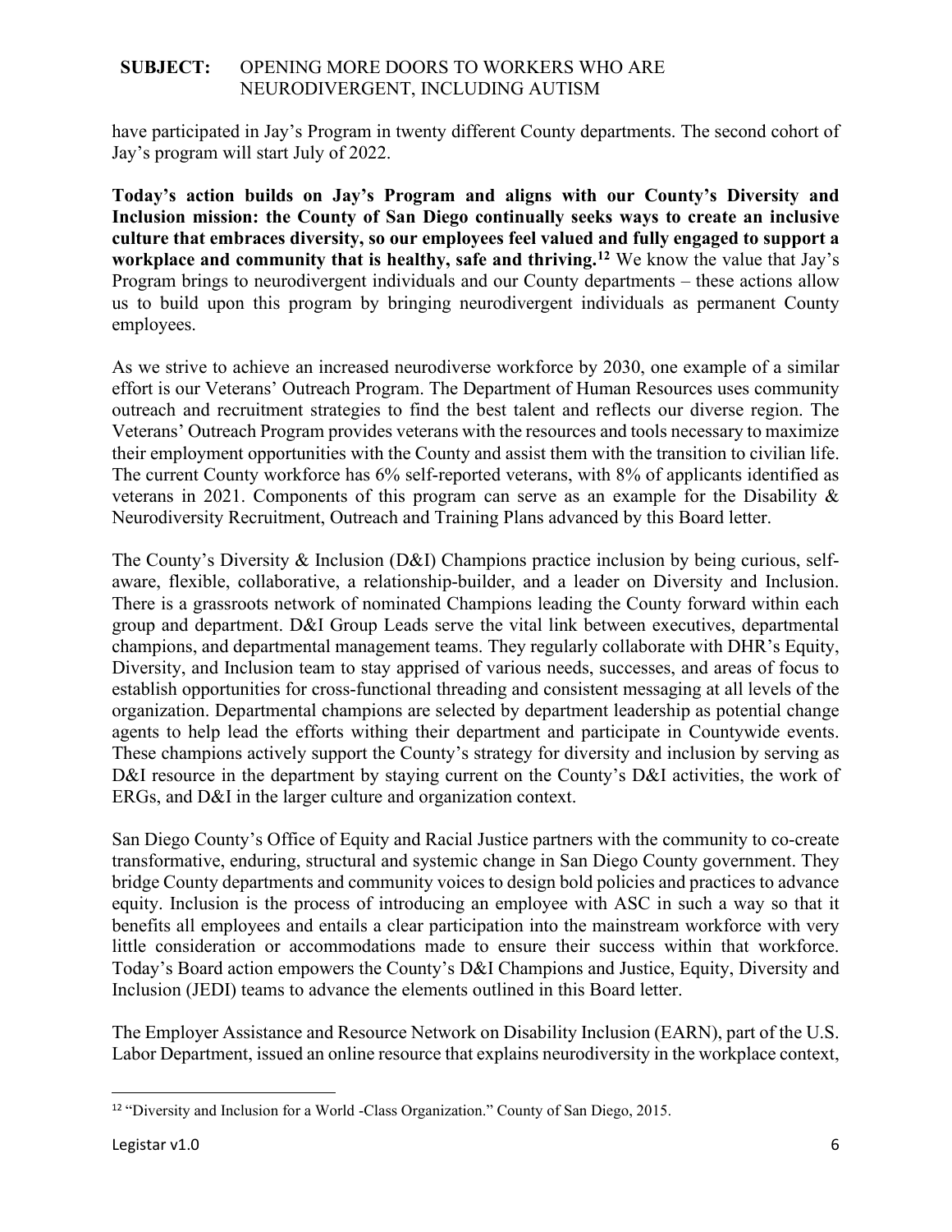have participated in Jay's Program in twenty different County departments. The second cohort of Jay's program will start July of 2022.

**Today's action builds on Jay's Program and aligns with our County's Diversity and Inclusion mission: the County of San Diego continually seeks ways to create an inclusive culture that embraces diversity, so our employees feel valued and fully engaged to support a workplace and community that is healthy, safe and thriving.**[12] We know the value that Jay's Program brings to neurodivergent individuals and our County departments – these actions allow us to build upon this program by bringing neurodivergent individuals as permanent County employees.

As we strive to achieve an increased neurodiverse workforce by 2030, one example of a similar effort is our Veterans' Outreach Program. The Department of Human Resources uses community outreach and recruitment strategies to find the best talent and reflects our diverse region. The Veterans' Outreach Program provides veterans with the resources and tools necessary to maximize their employment opportunities with the County and assist them with the transition to civilian life. The current County workforce has 6% self-reported veterans, with 8% of applicants identified as veterans in 2021. Components of this program can serve as an example for the Disability & Neurodiversity Recruitment, Outreach and Training Plans advanced by this Board letter.

The County's Diversity & Inclusion (D&I) Champions practice inclusion by being curious, self-aware, flexible, collaborative, a relationship-builder, and a leader on Diversity and Inclusion. There is a grassroots network of nominated Champions leading the County forward within each group and department. D&I Group Leads serve the vital link between executives, departmental champions, and departmental management teams. They regularly collaborate with DHR's Equity, Diversity, and Inclusion team to stay apprised of various needs, successes, and areas of focus to establish opportunities for cross-functional threading and consistent messaging at all levels of the organization. Departmental champions are selected by department leadership as potential change agents to help lead the efforts withing their department and participate in Countywide events. These champions actively support the County's strategy for diversity and inclusion by serving as D&I resource in the department by staying current on the County's D&I activities, the work of ERGs, and D&I in the larger culture and organization context.

San Diego County's Office of Equity and Racial Justice partners with the community to co-create transformative, enduring, structural and systemic change in San Diego County government. They bridge County departments and community voices to design bold policies and practices to advance equity. Inclusion is the process of introducing an employee with ASC in such a way so that it benefits all employees and entails a clear participation into the mainstream workforce with very little consideration or accommodations made to ensure their success within that workforce. Today's Board action empowers the County's D&I Champions and Justice, Equity, Diversity and Inclusion (JEDI) teams to advance the elements outlined in this Board letter.

The Employer Assistance and Resource Network on Disability Inclusion (EARN), part of the U.S. Labor Department, issued an online resource that explains neurodiversity in the workplace context,

[12] "Diversity and Inclusion for a World -Class Organization." County of San Diego, 2015.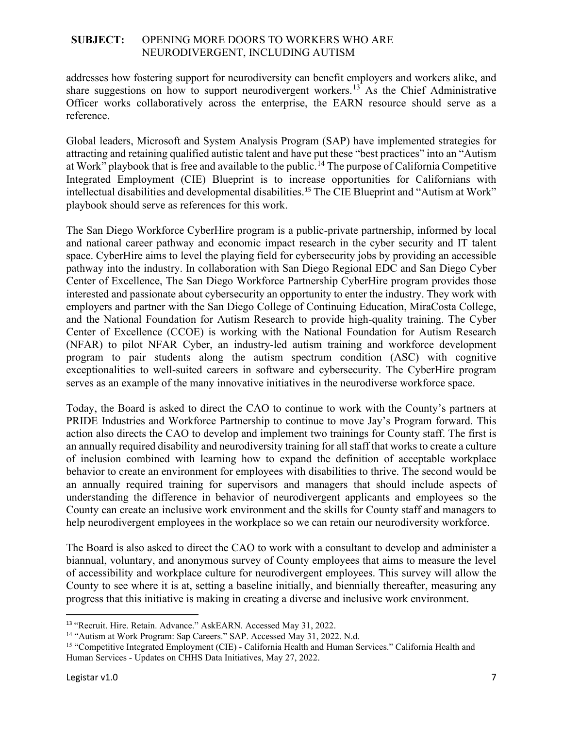addresses how fostering support for neurodiversity can benefit employers and workers alike, and share suggestions on how to support neurodivergent workers.[13] As the Chief Administrative Officer works collaboratively across the enterprise, the EARN resource should serve as a reference.

Global leaders, Microsoft and System Analysis Program (SAP) have implemented strategies for attracting and retaining qualified autistic talent and have put these "best practices" into an "Autism at Work" playbook that is free and available to the public.[14] The purpose of California Competitive Integrated Employment (CIE) Blueprint is to increase opportunities for Californians with intellectual disabilities and developmental disabilities.[15] The CIE Blueprint and "Autism at Work" playbook should serve as references for this work.

The San Diego Workforce CyberHire program is a public-private partnership, informed by local and national career pathway and economic impact research in the cyber security and IT talent space. CyberHire aims to level the playing field for cybersecurity jobs by providing an accessible pathway into the industry. In collaboration with San Diego Regional EDC and San Diego Cyber Center of Excellence, The San Diego Workforce Partnership CyberHire program provides those interested and passionate about cybersecurity an opportunity to enter the industry. They work with employers and partner with the San Diego College of Continuing Education, MiraCosta College, and the National Foundation for Autism Research to provide high-quality training. The Cyber Center of Excellence (CCOE) is working with the National Foundation for Autism Research (NFAR) to pilot NFAR Cyber, an industry-led autism training and workforce development program to pair students along the autism spectrum condition (ASC) with cognitive exceptionalities to well-suited careers in software and cybersecurity. The CyberHire program serves as an example of the many innovative initiatives in the neurodiverse workforce space.

Today, the Board is asked to direct the CAO to continue to work with the County's partners at PRIDE Industries and Workforce Partnership to continue to move Jay's Program forward. This action also directs the CAO to develop and implement two trainings for County staff. The first is an annually required disability and neurodiversity training for all staff that works to create a culture of inclusion combined with learning how to expand the definition of acceptable workplace behavior to create an environment for employees with disabilities to thrive. The second would be an annually required training for supervisors and managers that should include aspects of understanding the difference in behavior of neurodivergent applicants and employees so the County can create an inclusive work environment and the skills for County staff and managers to help neurodivergent employees in the workplace so we can retain our neurodiversity workforce.

The Board is also asked to direct the CAO to work with a consultant to develop and administer a biannual, voluntary, and anonymous survey of County employees that aims to measure the level of accessibility and workplace culture for neurodivergent employees. This survey will allow the County to see where it is at, setting a baseline initially, and biennially thereafter, measuring any progress that this initiative is making in creating a diverse and inclusive work environment.

---

[13] "Recruit. Hire. Retain. Advance." AskEARN. Accessed May 31, 2022.

[14] "Autism at Work Program: Sap Careers." SAP. Accessed May 31, 2022. N.d.

[15] "Competitive Integrated Employment (CIE) - California Health and Human Services." California Health and Human Services - Updates on CHHS Data Initiatives, May 27, 2022.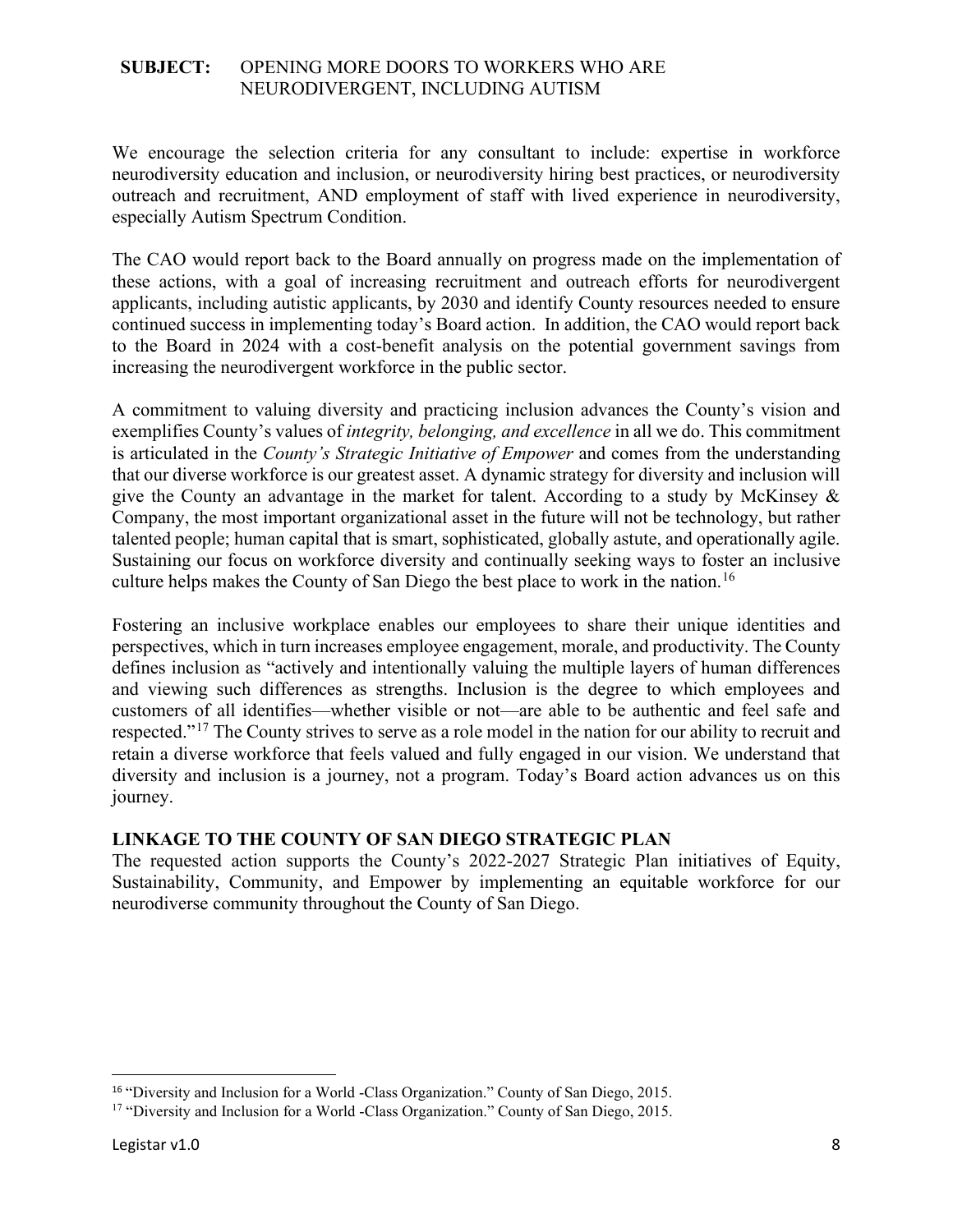**SUBJECT:** OPENING MORE DOORS TO WORKERS WHO ARE NEURODIVERGENT, INCLUDING AUTISM

We encourage the selection criteria for any consultant to include: expertise in workforce neurodiversity education and inclusion, or neurodiversity hiring best practices, or neurodiversity outreach and recruitment, AND employment of staff with lived experience in neurodiversity, especially Autism Spectrum Condition.

The CAO would report back to the Board annually on progress made on the implementation of these actions, with a goal of increasing recruitment and outreach efforts for neurodivergent applicants, including autistic applicants, by 2030 and identify County resources needed to ensure continued success in implementing today's Board action. In addition, the CAO would report back to the Board in 2024 with a cost-benefit analysis on the potential government savings from increasing the neurodivergent workforce in the public sector.

A commitment to valuing diversity and practicing inclusion advances the County's vision and exemplifies County's values of *integrity, belonging, and excellence* in all we do. This commitment is articulated in the *County's Strategic Initiative of Empower* and comes from the understanding that our diverse workforce is our greatest asset. A dynamic strategy for diversity and inclusion will give the County an advantage in the market for talent. According to a study by McKinsey & Company, the most important organizational asset in the future will not be technology, but rather talented people; human capital that is smart, sophisticated, globally astute, and operationally agile. Sustaining our focus on workforce diversity and continually seeking ways to foster an inclusive culture helps makes the County of San Diego the best place to work in the nation.[16]

Fostering an inclusive workplace enables our employees to share their unique identities and perspectives, which in turn increases employee engagement, morale, and productivity. The County defines inclusion as "actively and intentionally valuing the multiple layers of human differences and viewing such differences as strengths. Inclusion is the degree to which employees and customers of all identifies—whether visible or not—are able to be authentic and feel safe and respected."[17] The County strives to serve as a role model in the nation for our ability to recruit and retain a diverse workforce that feels valued and fully engaged in our vision. We understand that diversity and inclusion is a journey, not a program. Today's Board action advances us on this journey.

**LINKAGE TO THE COUNTY OF SAN DIEGO STRATEGIC PLAN**

The requested action supports the County's 2022-2027 Strategic Plan initiatives of Equity, Sustainability, Community, and Empower by implementing an equitable workforce for our neurodiverse community throughout the County of San Diego.

---

[16] "Diversity and Inclusion for a World -Class Organization." County of San Diego, 2015.

[17] "Diversity and Inclusion for a World -Class Organization." County of San Diego, 2015.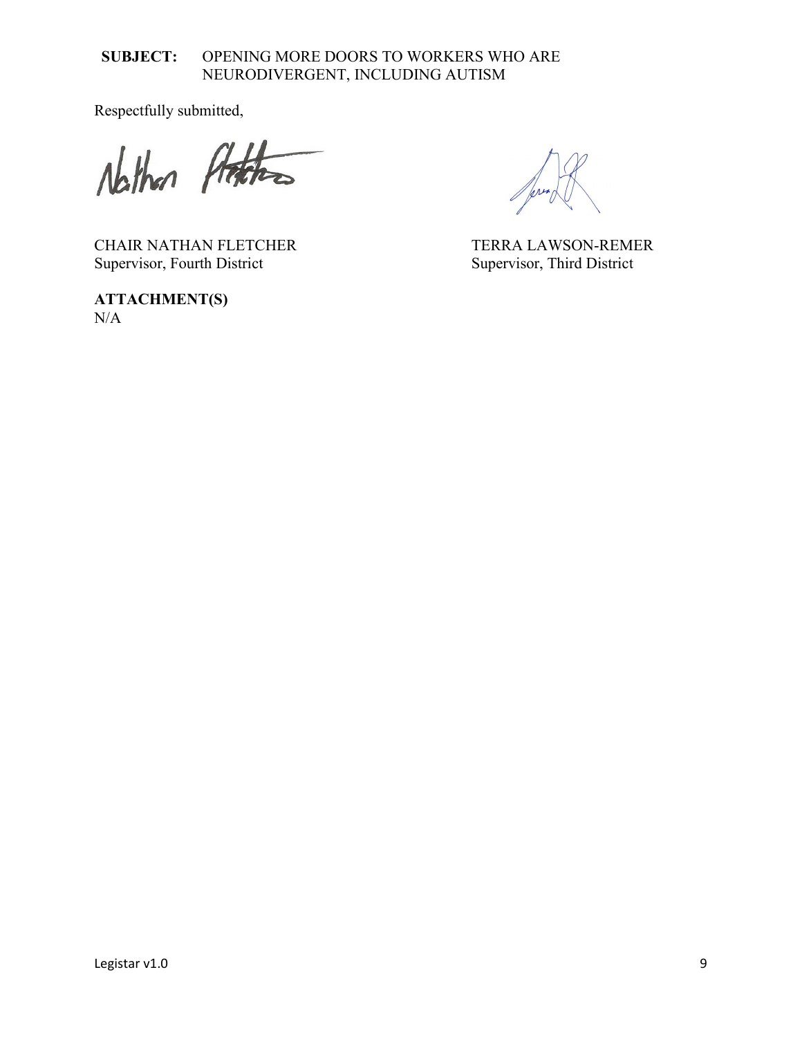**SUBJECT:** OPENING MORE DOORS TO WORKERS WHO ARE NEURODIVERGENT, INCLUDING AUTISM

Respectfully submitted,

CHAIR NATHAN FLETCHER
Supervisor, Fourth District

TERRA LAWSON-REMER
Supervisor, Third District

**ATTACHMENT(S)**
N/A